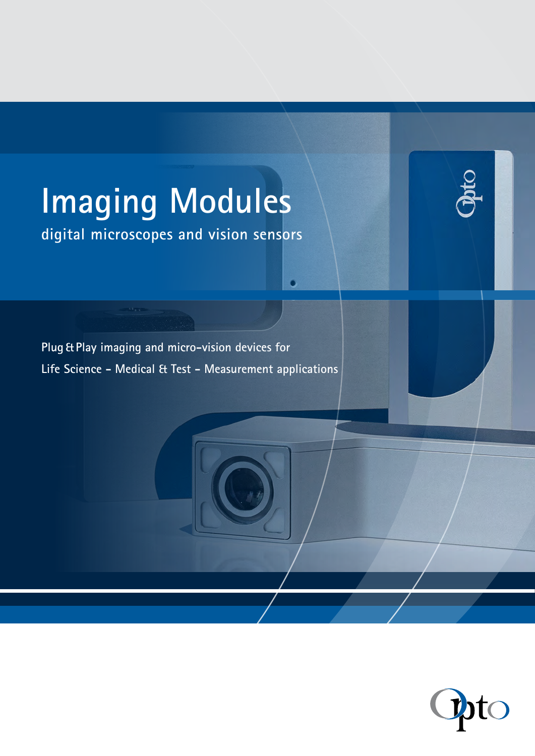# Imaging Modules

## digital microscopes and vision sensors

Plug & Play imaging and micro-vision devices for
Life Science – Medical & Test – Measurement applications

Opto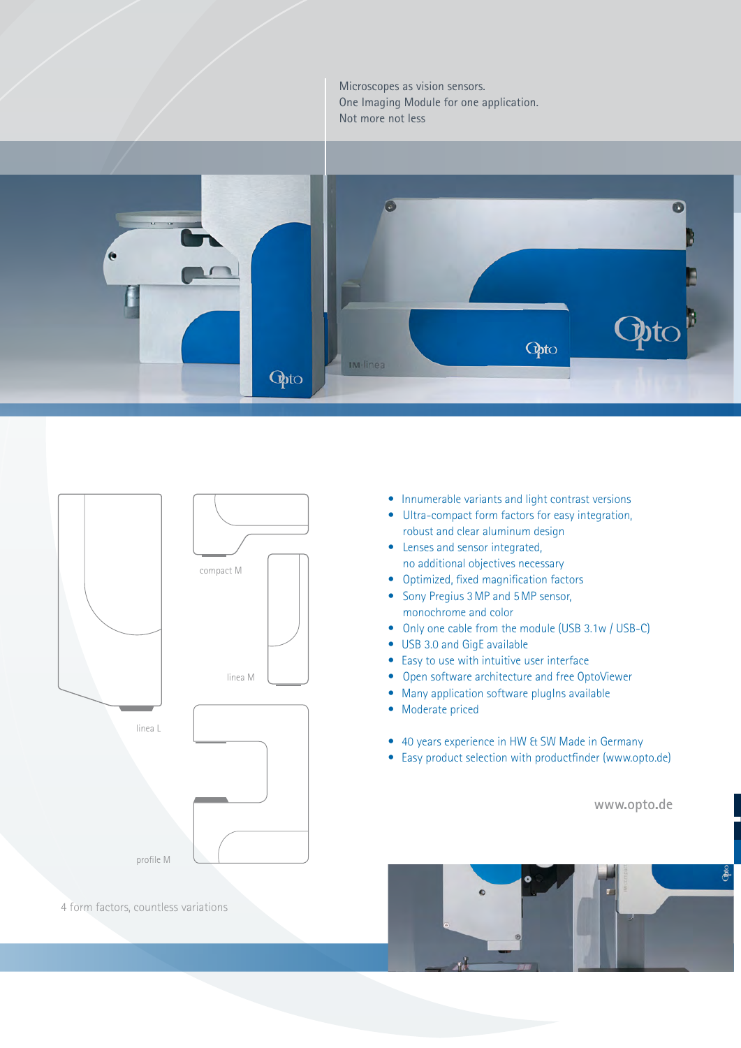Microscopes as vision sensors.
One Imaging Module for one application.
Not more not less

compact M

linea M

linea L

profile M

4 form factors, countless variations

- Innumerable variants and light contrast versions
- Ultra-compact form factors for easy integration, robust and clear aluminum design
- Lenses and sensor integrated, no additional objectives necessary
- Optimized, fixed magnification factors
- Sony Pregius 3 MP and 5 MP sensor, monochrome and color
- Only one cable from the module (USB 3.1w / USB-C)
- USB 3.0 and GigE available
- Easy to use with intuitive user interface
- Open software architecture and free OptoViewer
- Many application software plugIns available
- Moderate priced

- 40 years experience in HW & SW Made in Germany
- Easy product selection with productfinder (www.opto.de)

www.opto.de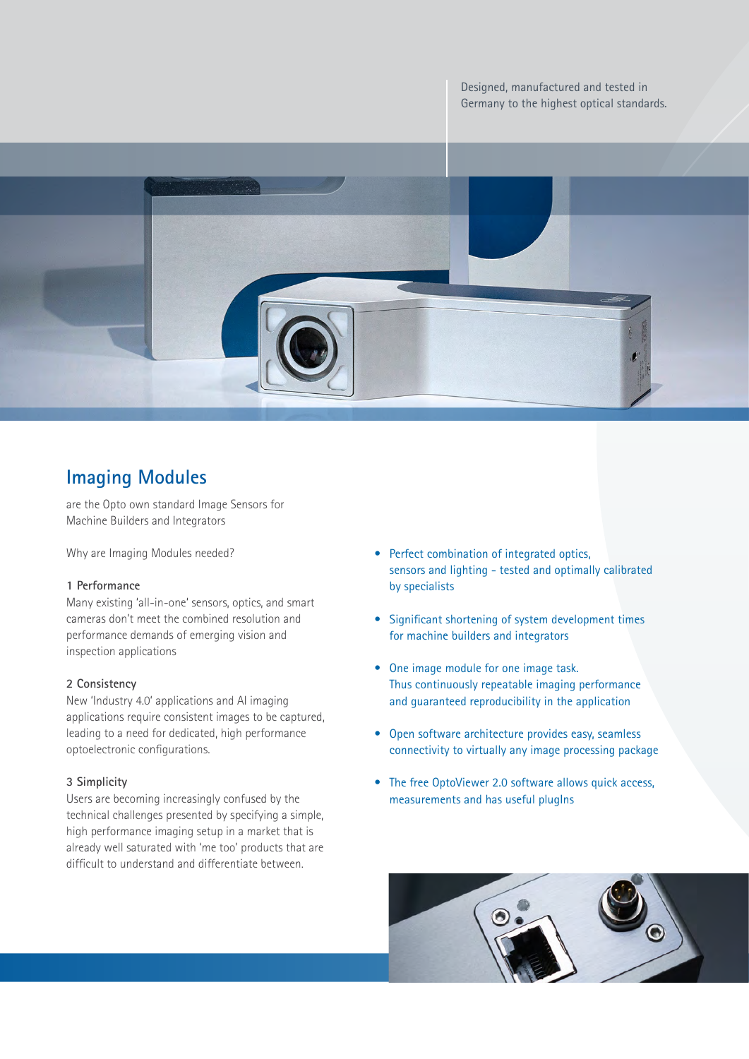Designed, manufactured and tested in Germany to the highest optical standards.

## Imaging Modules

are the Opto own standard Image Sensors for Machine Builders and Integrators

Why are Imaging Modules needed?

**1 Performance**

Many existing 'all-in-one' sensors, optics, and smart cameras don't meet the combined resolution and performance demands of emerging vision and inspection applications

**2 Consistency**

New 'Industry 4.0' applications and AI imaging applications require consistent images to be captured, leading to a need for dedicated, high performance optoelectronic configurations.

**3 Simplicity**

Users are becoming increasingly confused by the technical challenges presented by specifying a simple, high performance imaging setup in a market that is already well saturated with 'me too' products that are difficult to understand and differentiate between.

- Perfect combination of integrated optics, sensors and lighting - tested and optimally calibrated by specialists
- Significant shortening of system development times for machine builders and integrators
- One image module for one image task. Thus continuously repeatable imaging performance and guaranteed reproducibility in the application
- Open software architecture provides easy, seamless connectivity to virtually any image processing package
- The free OptoViewer 2.0 software allows quick access, measurements and has useful plugIns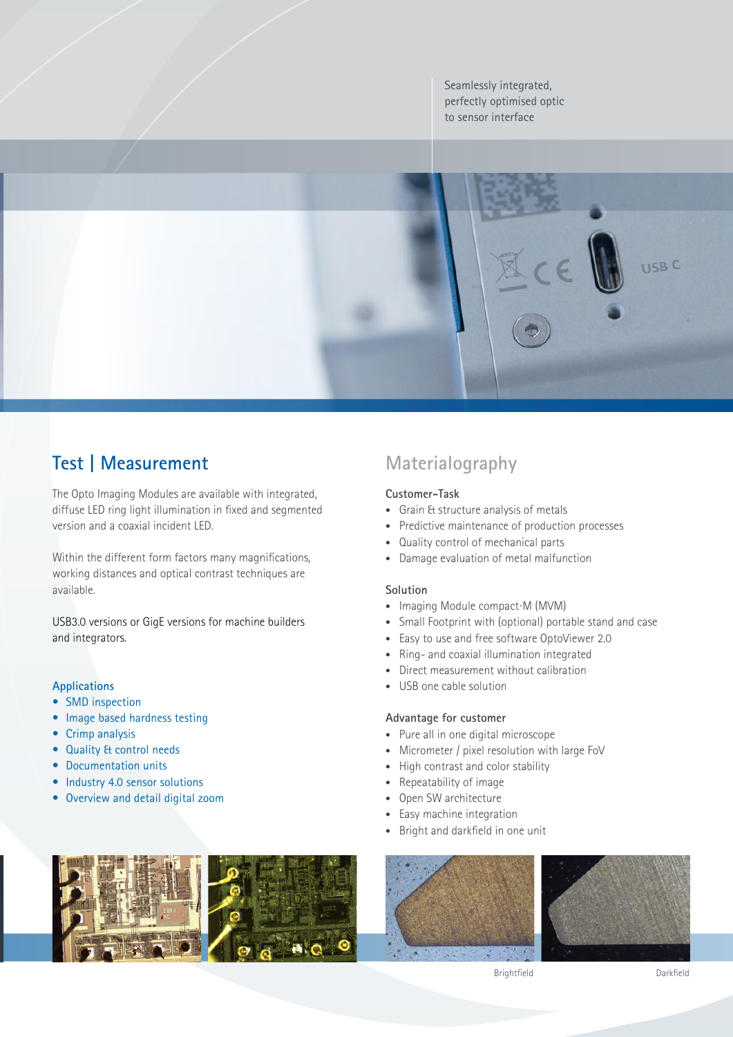Seamlessly integrated,
perfectly optimised optic
to sensor interface

## Test | Measurement

The Opto Imaging Modules are available with integrated, diffuse LED ring light illumination in fixed and segmented version and a coaxial incident LED.

Within the different form factors many magnifications, working distances and optical contrast techniques are available.

USB3.0 versions or GigE versions for machine builders and integrators.

### Applications

- SMD inspection
- Image based hardness testing
- Crimp analysis
- Quality & control needs
- Documentation units
- Industry 4.0 sensor solutions
- Overview and detail digital zoom

## Materialography

### Customer-Task

- Grain & structure analysis of metals
- Predictive maintenance of production processes
- Quality control of mechanical parts
- Damage evaluation of metal malfunction

### Solution

- Imaging Module compact·M (MVM)
- Small Footprint with (optional) portable stand and case
- Easy to use and free software OptoViewer 2.0
- Ring- and coaxial illumination integrated
- Direct measurement without calibration
- USB one cable solution

### Advantage for customer

- Pure all in one digital microscope
- Micrometer / pixel resolution with large FoV
- High contrast and color stability
- Repeatability of image
- Open SW architecture
- Easy machine integration
- Bright and darkfield in one unit

Brightfield

Darkfield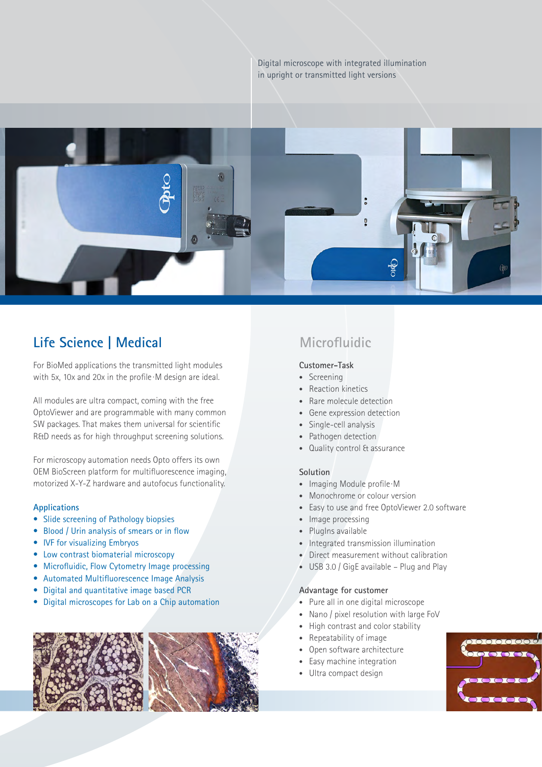Digital microscope with integrated illumination in upright or transmitted light versions

## Life Science | Medical

For BioMed applications the transmitted light modules with 5x, 10x and 20x in the profile·M design are ideal.

All modules are ultra compact, coming with the free OptoViewer and are programmable with many common SW packages. That makes them universal for scientific R&D needs as for high throughput screening solutions.

For microscopy automation needs Opto offers its own OEM BioScreen platform for multifluorescence imaging, motorized X-Y-Z hardware and autofocus functionality.

### Applications

- Slide screening of Pathology biopsies
- Blood / Urin analysis of smears or in flow
- IVF for visualizing Embryos
- Low contrast biomaterial microscopy
- Microfluidic, Flow Cytometry Image processing
- Automated Multifluorescence Image Analysis
- Digital and quantitative image based PCR
- Digital microscopes for Lab on a Chip automation

## Microfluidic

### Customer-Task

- Screening
- Reaction kinetics
- Rare molecule detection
- Gene expression detection
- Single-cell analysis
- Pathogen detection
- Quality control & assurance

### Solution

- Imaging Module profile·M
- Monochrome or colour version
- Easy to use and free OptoViewer 2.0 software
- Image processing
- PlugIns available
- Integrated transmission illumination
- Direct measurement without calibration
- USB 3.0 / GigE available – Plug and Play

### Advantage for customer

- Pure all in one digital microscope
- Nano / pixel resolution with large FoV
- High contrast and color stability
- Repeatability of image
- Open software architecture
- Easy machine integration
- Ultra compact design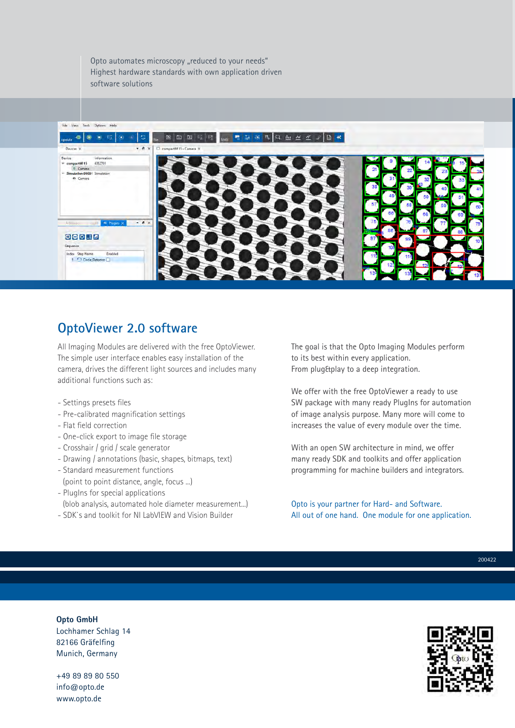Opto automates microscopy „reduced to your needs"
Highest hardware standards with own application driven software solutions

## OptoViewer 2.0 software

All Imaging Modules are delivered with the free OptoViewer. The simple user interface enables easy installation of the camera, drives the different light sources and includes many additional functions such as:

- Settings presets files
- Pre-calibrated magnification settings
- Flat field correction
- One-click export to image file storage
- Crosshair / grid / scale generator
- Drawing / annotations (basic, shapes, bitmaps, text)
- Standard measurement functions (point to point distance, angle, focus ...)
- PlugIns for special applications (blob analysis, automated hole diameter measurement...)
- SDK`s and toolkit for NI LabVIEW and Vision Builder

The goal is that the Opto Imaging Modules perform to its best within every application.
From plug&play to a deep integration.

We offer with the free OptoViewer a ready to use SW package with many ready PlugIns for automation of image analysis purpose. Many more will come to increases the value of every module over the time.

With an open SW architecture in mind, we offer many ready SDK and toolkits and offer application programming for machine builders and integrators.

Opto is your partner for Hard- and Software.
All out of one hand. One module for one application.

200422

**Opto GmbH**
Lochhamer Schlag 14
82166 Gräfelfing
Munich, Germany

+49 89 89 80 550
info@opto.de
www.opto.de